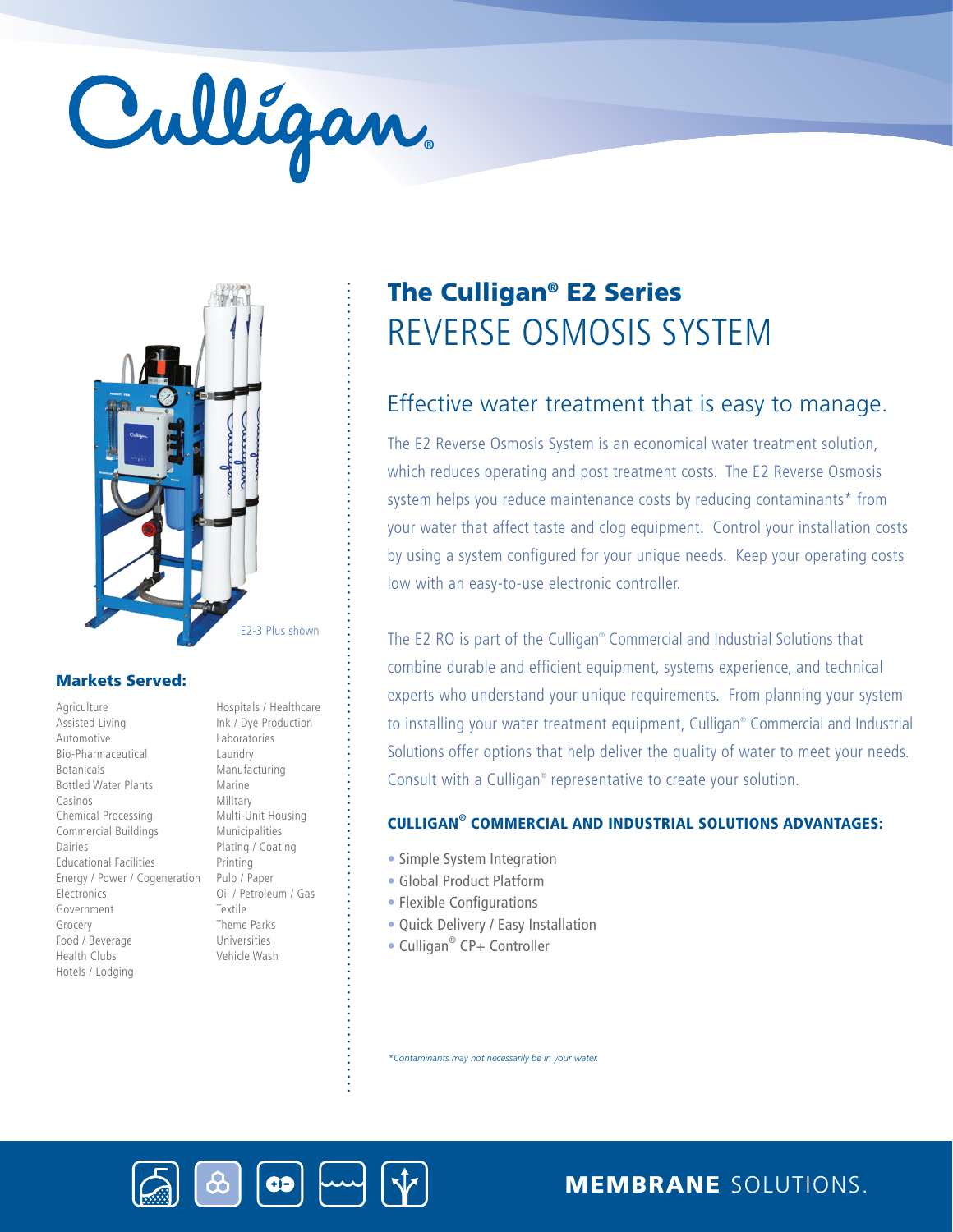# The Culligan® E2 Series
## REVERSE OSMOSIS SYSTEM

E2-3 Plus shown

### Markets Served:

Agriculture
Assisted Living
Automotive
Bio-Pharmaceutical
Botanicals
Bottled Water Plants
Casinos
Chemical Processing
Commercial Buildings
Dairies
Educational Facilities
Energy / Power / Cogeneration
Electronics
Government
Grocery
Food / Beverage
Health Clubs
Hotels / Lodging
Hospitals / Healthcare
Ink / Dye Production
Laboratories
Laundry
Manufacturing
Marine
Military
Multi-Unit Housing
Municipalities
Plating / Coating
Printing
Pulp / Paper
Oil / Petroleum / Gas
Textile
Theme Parks
Universities
Vehicle Wash

## Effective water treatment that is easy to manage.

The E2 Reverse Osmosis System is an economical water treatment solution, which reduces operating and post treatment costs. The E2 Reverse Osmosis system helps you reduce maintenance costs by reducing contaminants* from your water that affect taste and clog equipment. Control your installation costs by using a system configured for your unique needs. Keep your operating costs low with an easy-to-use electronic controller.

The E2 RO is part of the Culligan® Commercial and Industrial Solutions that combine durable and efficient equipment, systems experience, and technical experts who understand your unique requirements. From planning your system to installing your water treatment equipment, Culligan® Commercial and Industrial Solutions offer options that help deliver the quality of water to meet your needs. Consult with a Culligan® representative to create your solution.

### CULLIGAN® COMMERCIAL AND INDUSTRIAL SOLUTIONS ADVANTAGES:

- Simple System Integration
- Global Product Platform
- Flexible Configurations
- Quick Delivery / Easy Installation
- Culligan® CP+ Controller

*\*Contaminants may not necessarily be in your water.*

**MEMBRANE** SOLUTIONS.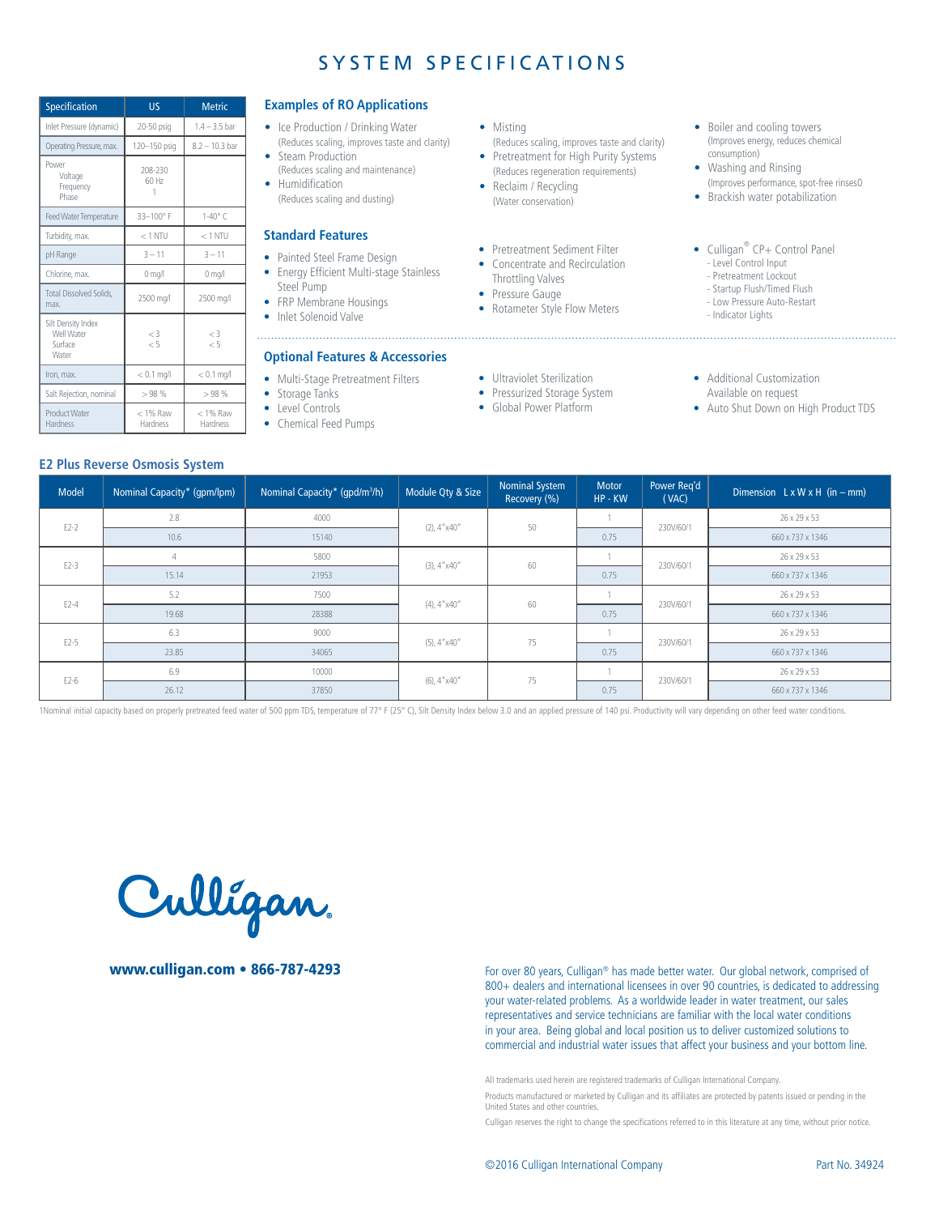# SYSTEM SPECIFICATIONS

| Specification | US | Metric |
|---|---|---|
| Inlet Pressure (dynamic) | 20-50 psig | 1.4 – 3.5 bar |
| Operating Pressure, max. | 120–150 psig | 8.2 – 10.3 bar |
| Power<br>Voltage<br>Frequency<br>Phase | 208-230<br>60 Hz<br>1 | |
| Feed Water Temperature | 33–100° F | 1-40° C |
| Turbidity, max. | < 1 NTU | < 1 NTU |
| pH Range | 3 – 11 | 3 – 11 |
| Chlorine, max. | 0 mg/l | 0 mg/l |
| Total Dissolved Solids, max. | 2500 mg/l | 2500 mg/l |
| Silt Density Index<br>Well Water<br>Surface<br>Water | < 3<br>< 5 | < 3<br>< 5 |
| Iron, max. | < 0.1 mg/l | < 0.1 mg/l |
| Salt Rejection, nominal | > 98 % | > 98 % |
| Product Water Hardness | < 1% Raw Hardness | < 1% Raw Hardness |

## Examples of RO Applications

- Ice Production / Drinking Water
  (Reduces scaling, improves taste and clarity)
- Steam Production
  (Reduces scaling and maintenance)
- Humidification
  (Reduces scaling and dusting)
- Misting
  (Reduces scaling, improves taste and clarity)
- Pretreatment for High Purity Systems
  (Reduces regeneration requirements)
- Reclaim / Recycling
  (Water conservation)
- Boiler and cooling towers
  (Improves energy, reduces chemical consumption)
- Washing and Rinsing
  (Improves performance, spot-free rinses0
- Brackish water potabilization

## Standard Features

- Painted Steel Frame Design
- Energy Efficient Multi-stage Stainless Steel Pump
- FRP Membrane Housings
- Inlet Solenoid Valve
- Pretreatment Sediment Filter
- Concentrate and Recirculation Throttling Valves
- Pressure Gauge
- Rotameter Style Flow Meters
- Culligan® CP+ Control Panel
  - Level Control Input
  - Pretreatment Lockout
  - Startup Flush/Timed Flush
  - Low Pressure Auto-Restart
  - Indicator Lights

## Optional Features & Accessories

- Multi-Stage Pretreatment Filters
- Storage Tanks
- Level Controls
- Chemical Feed Pumps
- Ultraviolet Sterilization
- Pressurized Storage System
- Global Power Platform
- Additional Customization Available on request
- Auto Shut Down on High Product TDS

## E2 Plus Reverse Osmosis System

| Model | Nominal Capacity* (gpm/lpm) | Nominal Capacity* (gpd/m³/h) | Module Qty & Size | Nominal System Recovery (%) | Motor HP - KW | Power Req'd (VAC) | Dimension L x W x H (in – mm) |
|---|---|---|---|---|---|---|---|
| E2-2 | 2.8 | 4000 | (2), 4"x40" | 50 | 1 | 230V/60/1 | 26 x 29 x 53 |
| | 10.6 | 15140 | | | 0.75 | | 660 x 737 x 1346 |
| E2-3 | 4 | 5800 | (3), 4"x40" | 60 | 1 | 230V/60/1 | 26 x 29 x 53 |
| | 15.14 | 21953 | | | 0.75 | | 660 x 737 x 1346 |
| E2-4 | 5.2 | 7500 | (4), 4"x40" | 60 | 1 | 230V/60/1 | 26 x 29 x 53 |
| | 19.68 | 28388 | | | 0.75 | | 660 x 737 x 1346 |
| E2-5 | 6.3 | 9000 | (5), 4"x40" | 75 | 1 | 230V/60/1 | 26 x 29 x 53 |
| | 23.85 | 34065 | | | 0.75 | | 660 x 737 x 1346 |
| E2-6 | 6.9 | 10000 | (6), 4"x40" | 75 | 1 | 230V/60/1 | 26 x 29 x 53 |
| | 26.12 | 37850 | | | 0.75 | | 660 x 737 x 1346 |

1Nominal initial capacity based on properly pretreated feed water of 500 ppm TDS, temperature of 77° F (25° C), Silt Density Index below 3.0 and an applied pressure of 140 psi. Productivity will vary depending on other feed water conditions.

Culligan

**www.culligan.com • 866-787-4293**

For over 80 years, Culligan® has made better water. Our global network, comprised of 800+ dealers and international licensees in over 90 countries, is dedicated to addressing your water-related problems. As a worldwide leader in water treatment, our sales representatives and service technicians are familiar with the local water conditions in your area. Being global and local position us to deliver customized solutions to commercial and industrial water issues that affect your business and your bottom line.

All trademarks used herein are registered trademarks of Culligan International Company.

Products manufactured or marketed by Culligan and its affiliates are protected by patents issued or pending in the United States and other countries.

Culligan reserves the right to change the specifications referred to in this literature at any time, without prior notice.

©2016 Culligan International Company

Part No. 34924